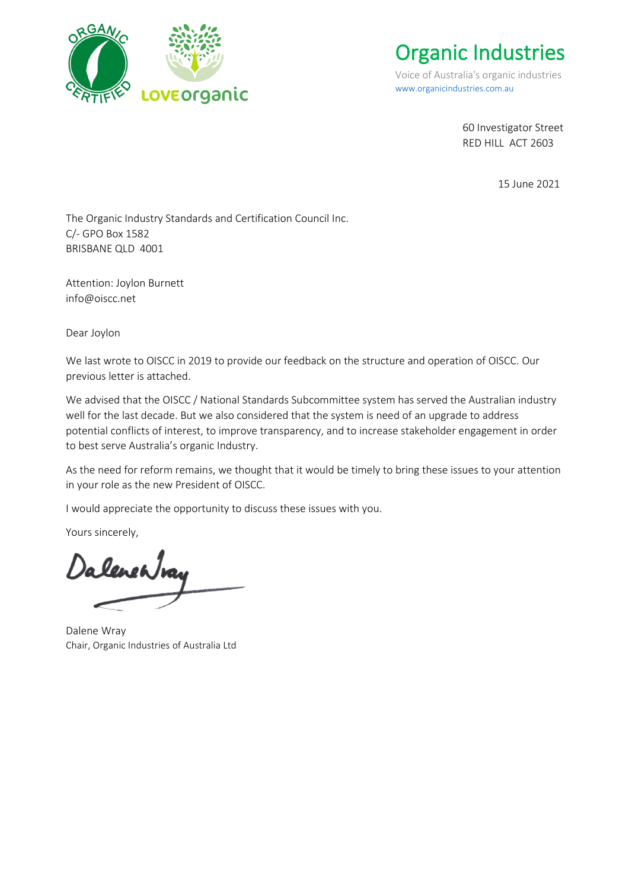# Organic Industries

Voice of Australia's organic industries
www.organicindustries.com.au

60 Investigator Street
RED HILL ACT 2603

15 June 2021

The Organic Industry Standards and Certification Council Inc.
C/- GPO Box 1582
BRISBANE QLD 4001

Attention: Joylon Burnett
info@oiscc.net

Dear Joylon

We last wrote to OISCC in 2019 to provide our feedback on the structure and operation of OISCC. Our previous letter is attached.

We advised that the OISCC / National Standards Subcommittee system has served the Australian industry well for the last decade. But we also considered that the system is need of an upgrade to address potential conflicts of interest, to improve transparency, and to increase stakeholder engagement in order to best serve Australia's organic Industry.

As the need for reform remains, we thought that it would be timely to bring these issues to your attention in your role as the new President of OISCC.

I would appreciate the opportunity to discuss these issues with you.

Yours sincerely,

Dalene Wray

Dalene Wray
Chair, Organic Industries of Australia Ltd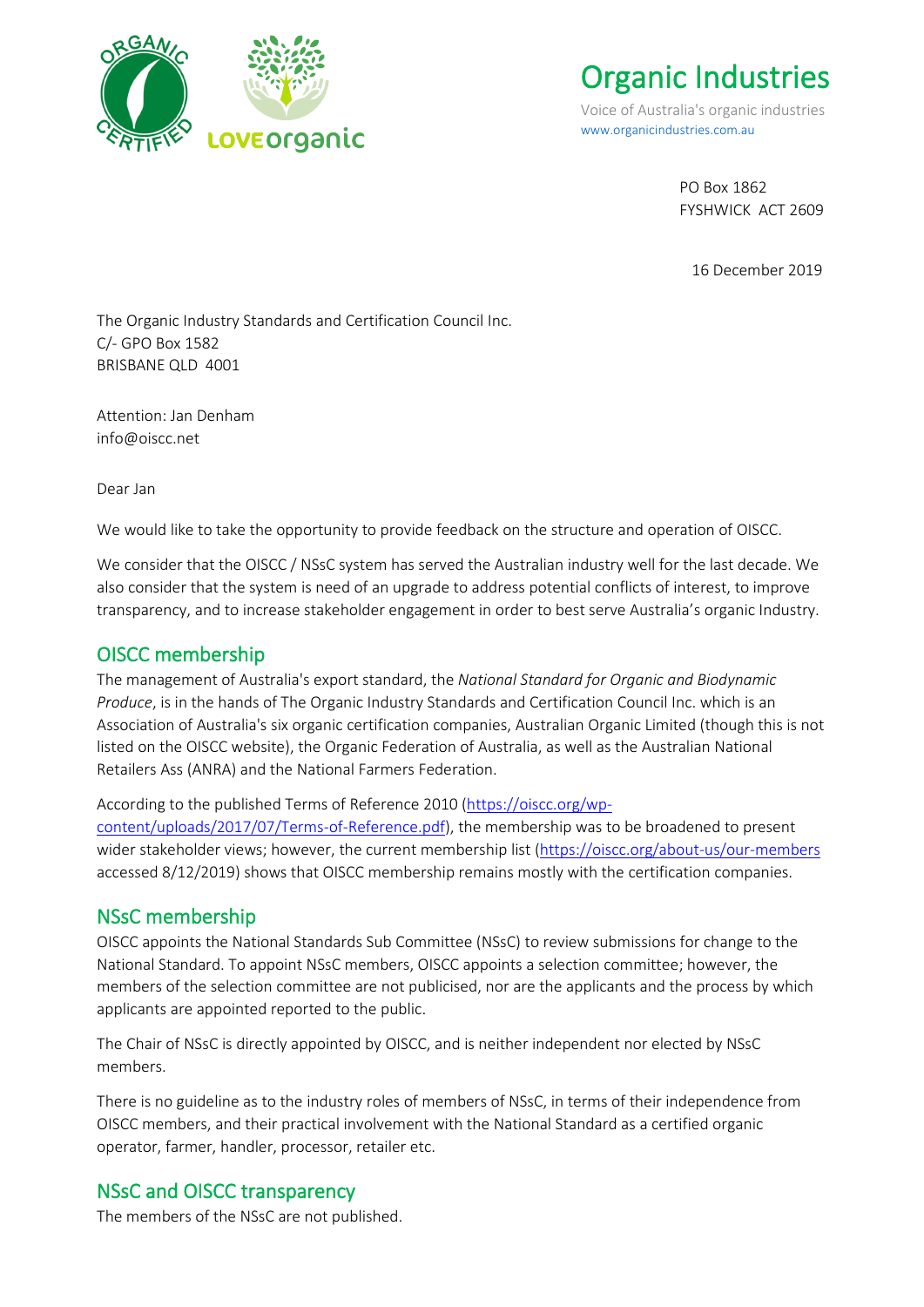Organic Industries

Voice of Australia's organic industries
www.organicindustries.com.au

PO Box 1862
FYSHWICK ACT 2609

16 December 2019

The Organic Industry Standards and Certification Council Inc.
C/- GPO Box 1582
BRISBANE QLD 4001

Attention: Jan Denham
info@oiscc.net

Dear Jan

We would like to take the opportunity to provide feedback on the structure and operation of OISCC.

We consider that the OISCC / NSsC system has served the Australian industry well for the last decade. We also consider that the system is need of an upgrade to address potential conflicts of interest, to improve transparency, and to increase stakeholder engagement in order to best serve Australia's organic Industry.

## OISCC membership

The management of Australia's export standard, the *National Standard for Organic and Biodynamic Produce*, is in the hands of The Organic Industry Standards and Certification Council Inc. which is an Association of Australia's six organic certification companies, Australian Organic Limited (though this is not listed on the OISCC website), the Organic Federation of Australia, as well as the Australian National Retailers Ass (ANRA) and the National Farmers Federation.

According to the published Terms of Reference 2010 ([https://oiscc.org/wp-content/uploads/2017/07/Terms-of-Reference.pdf](https://oiscc.org/wp-content/uploads/2017/07/Terms-of-Reference.pdf)), the membership was to be broadened to present wider stakeholder views; however, the current membership list ([https://oiscc.org/about-us/our-members](https://oiscc.org/about-us/our-members) accessed 8/12/2019) shows that OISCC membership remains mostly with the certification companies.

## NSsC membership

OISCC appoints the National Standards Sub Committee (NSsC) to review submissions for change to the National Standard. To appoint NSsC members, OISCC appoints a selection committee; however, the members of the selection committee are not publicised, nor are the applicants and the process by which applicants are appointed reported to the public.

The Chair of NSsC is directly appointed by OISCC, and is neither independent nor elected by NSsC members.

There is no guideline as to the industry roles of members of NSsC, in terms of their independence from OISCC members, and their practical involvement with the National Standard as a certified organic operator, farmer, handler, processor, retailer etc.

## NSsC and OISCC transparency

The members of the NSsC are not published.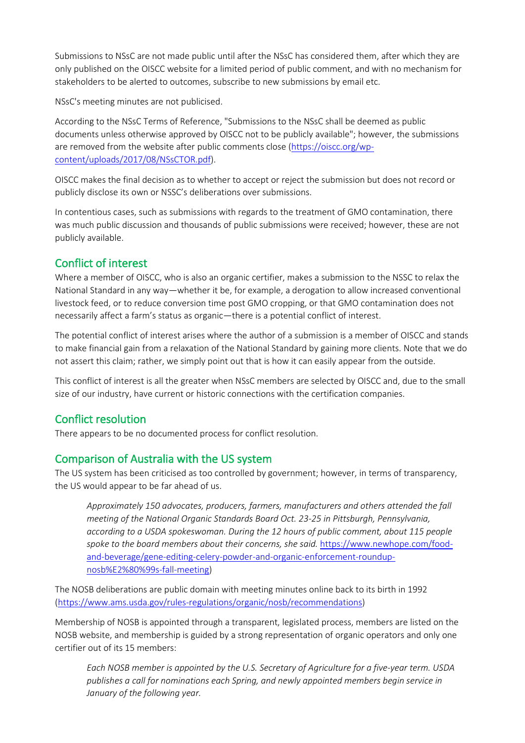Submissions to NSsC are not made public until after the NSsC has considered them, after which they are only published on the OISCC website for a limited period of public comment, and with no mechanism for stakeholders to be alerted to outcomes, subscribe to new submissions by email etc.

NSsC's meeting minutes are not publicised.

According to the NSsC Terms of Reference, "Submissions to the NSsC shall be deemed as public documents unless otherwise approved by OISCC not to be publicly available"; however, the submissions are removed from the website after public comments close (https://oiscc.org/wp-content/uploads/2017/08/NSsCTOR.pdf).

OISCC makes the final decision as to whether to accept or reject the submission but does not record or publicly disclose its own or NSSC's deliberations over submissions.

In contentious cases, such as submissions with regards to the treatment of GMO contamination, there was much public discussion and thousands of public submissions were received; however, these are not publicly available.

## Conflict of interest

Where a member of OISCC, who is also an organic certifier, makes a submission to the NSSC to relax the National Standard in any way—whether it be, for example, a derogation to allow increased conventional livestock feed, or to reduce conversion time post GMO cropping, or that GMO contamination does not necessarily affect a farm's status as organic—there is a potential conflict of interest.

The potential conflict of interest arises where the author of a submission is a member of OISCC and stands to make financial gain from a relaxation of the National Standard by gaining more clients. Note that we do not assert this claim; rather, we simply point out that is how it can easily appear from the outside.

This conflict of interest is all the greater when NSsC members are selected by OISCC and, due to the small size of our industry, have current or historic connections with the certification companies.

## Conflict resolution

There appears to be no documented process for conflict resolution.

## Comparison of Australia with the US system

The US system has been criticised as too controlled by government; however, in terms of transparency, the US would appear to be far ahead of us.

> *Approximately 150 advocates, producers, farmers, manufacturers and others attended the fall meeting of the National Organic Standards Board Oct. 23-25 in Pittsburgh, Pennsylvania, according to a USDA spokeswoman. During the 12 hours of public comment, about 115 people spoke to the board members about their concerns, she said.* https://www.newhope.com/food-and-beverage/gene-editing-celery-powder-and-organic-enforcement-roundup-nosb%E2%80%99s-fall-meeting)

The NOSB deliberations are public domain with meeting minutes online back to its birth in 1992 (https://www.ams.usda.gov/rules-regulations/organic/nosb/recommendations)

Membership of NOSB is appointed through a transparent, legislated process, members are listed on the NOSB website, and membership is guided by a strong representation of organic operators and only one certifier out of its 15 members:

> *Each NOSB member is appointed by the U.S. Secretary of Agriculture for a five-year term. USDA publishes a call for nominations each Spring, and newly appointed members begin service in January of the following year.*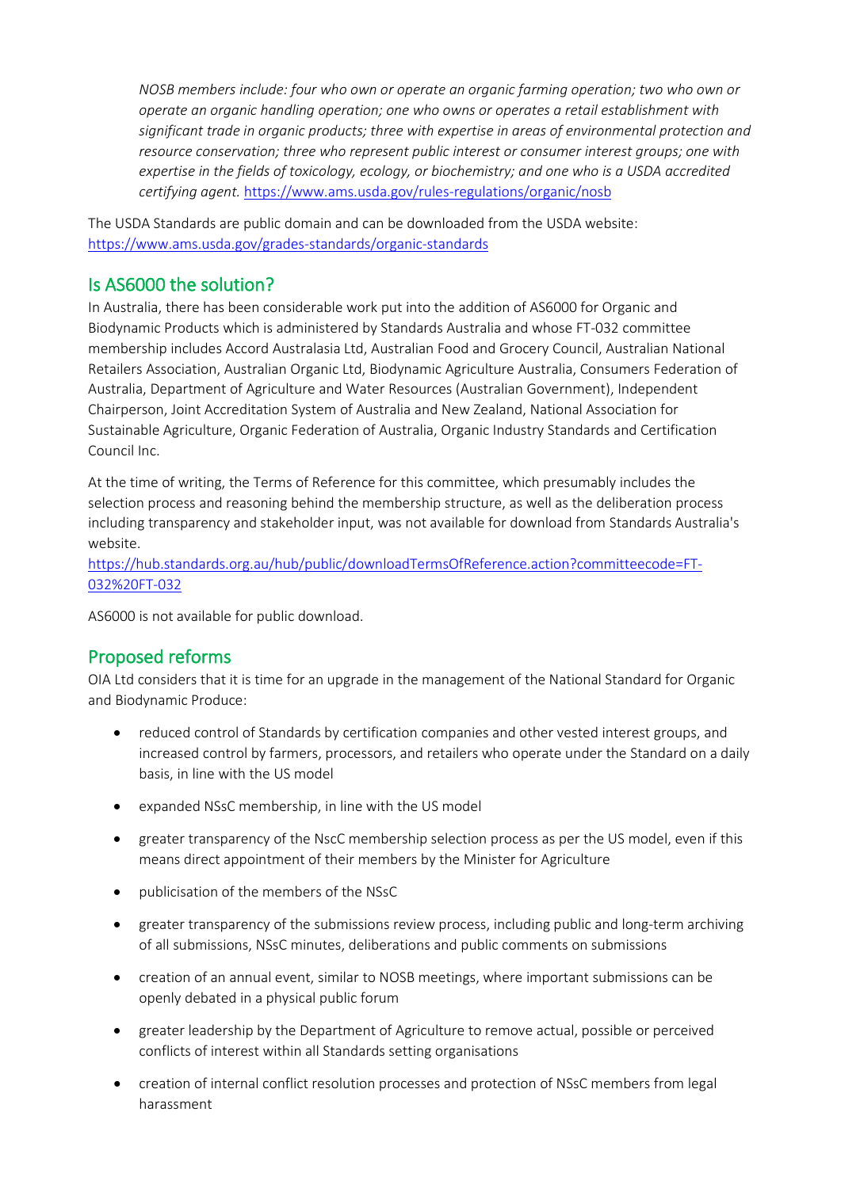*NOSB members include: four who own or operate an organic farming operation; two who own or operate an organic handling operation; one who owns or operates a retail establishment with significant trade in organic products; three with expertise in areas of environmental protection and resource conservation; three who represent public interest or consumer interest groups; one with expertise in the fields of toxicology, ecology, or biochemistry; and one who is a USDA accredited certifying agent.* https://www.ams.usda.gov/rules-regulations/organic/nosb

The USDA Standards are public domain and can be downloaded from the USDA website: https://www.ams.usda.gov/grades-standards/organic-standards

## Is AS6000 the solution?

In Australia, there has been considerable work put into the addition of AS6000 for Organic and Biodynamic Products which is administered by Standards Australia and whose FT-032 committee membership includes Accord Australasia Ltd, Australian Food and Grocery Council, Australian National Retailers Association, Australian Organic Ltd, Biodynamic Agriculture Australia, Consumers Federation of Australia, Department of Agriculture and Water Resources (Australian Government), Independent Chairperson, Joint Accreditation System of Australia and New Zealand, National Association for Sustainable Agriculture, Organic Federation of Australia, Organic Industry Standards and Certification Council Inc.

At the time of writing, the Terms of Reference for this committee, which presumably includes the selection process and reasoning behind the membership structure, as well as the deliberation process including transparency and stakeholder input, was not available for download from Standards Australia's website.
https://hub.standards.org.au/hub/public/downloadTermsOfReference.action?committeecode=FT-032%20FT-032

AS6000 is not available for public download.

## Proposed reforms

OIA Ltd considers that it is time for an upgrade in the management of the National Standard for Organic and Biodynamic Produce:

- reduced control of Standards by certification companies and other vested interest groups, and increased control by farmers, processors, and retailers who operate under the Standard on a daily basis, in line with the US model
- expanded NSsC membership, in line with the US model
- greater transparency of the NscC membership selection process as per the US model, even if this means direct appointment of their members by the Minister for Agriculture
- publicisation of the members of the NSsC
- greater transparency of the submissions review process, including public and long-term archiving of all submissions, NSsC minutes, deliberations and public comments on submissions
- creation of an annual event, similar to NOSB meetings, where important submissions can be openly debated in a physical public forum
- greater leadership by the Department of Agriculture to remove actual, possible or perceived conflicts of interest within all Standards setting organisations
- creation of internal conflict resolution processes and protection of NSsC members from legal harassment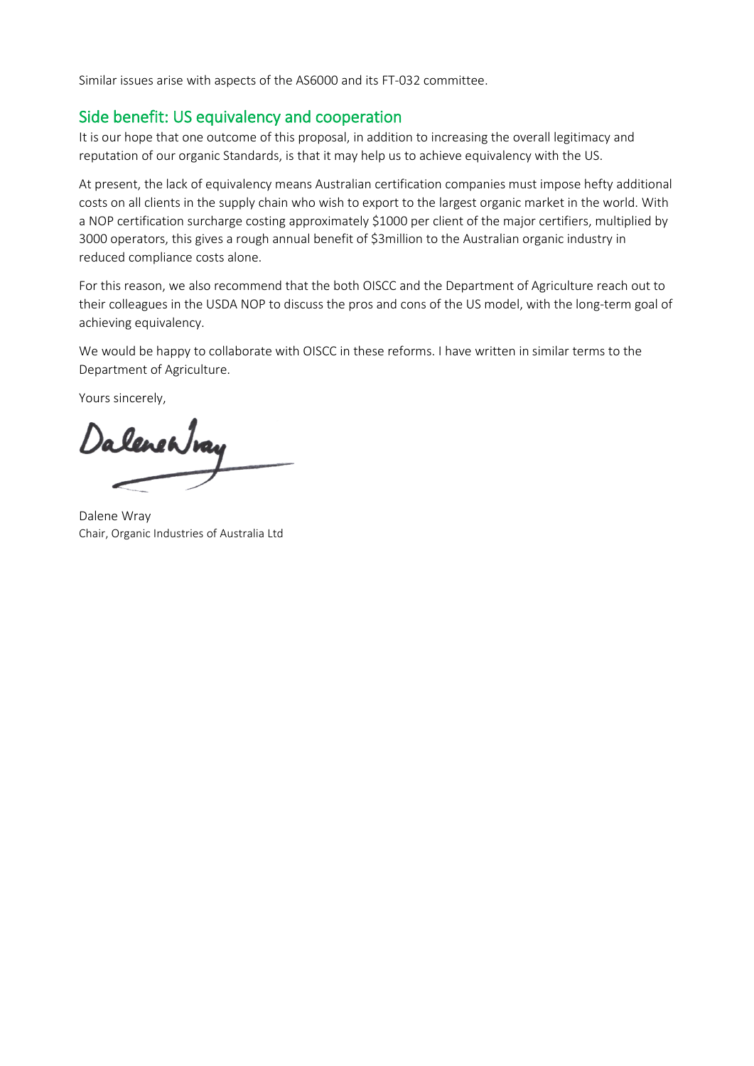Similar issues arise with aspects of the AS6000 and its FT-032 committee.

## Side benefit: US equivalency and cooperation

It is our hope that one outcome of this proposal, in addition to increasing the overall legitimacy and reputation of our organic Standards, is that it may help us to achieve equivalency with the US.

At present, the lack of equivalency means Australian certification companies must impose hefty additional costs on all clients in the supply chain who wish to export to the largest organic market in the world. With a NOP certification surcharge costing approximately $1000 per client of the major certifiers, multiplied by 3000 operators, this gives a rough annual benefit of $3million to the Australian organic industry in reduced compliance costs alone.

For this reason, we also recommend that the both OISCC and the Department of Agriculture reach out to their colleagues in the USDA NOP to discuss the pros and cons of the US model, with the long-term goal of achieving equivalency.

We would be happy to collaborate with OISCC in these reforms. I have written in similar terms to the Department of Agriculture.

Yours sincerely,

Dalene Wray

Dalene Wray
Chair, Organic Industries of Australia Ltd